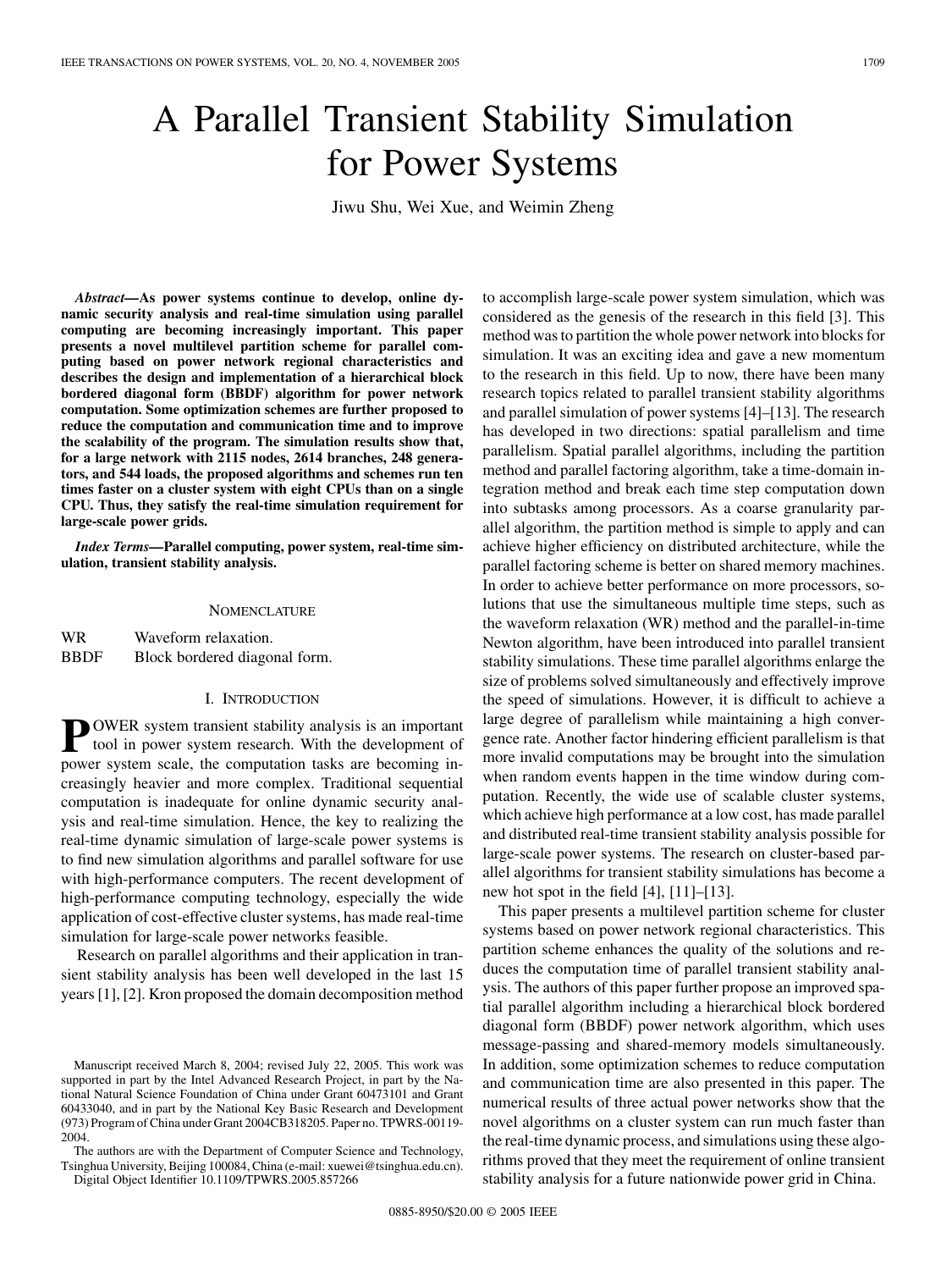# A Parallel Transient Stability Simulation for Power Systems

Jiwu Shu, Wei Xue, and Weimin Zheng

***Abstract*—As power systems continue to develop, online dynamic security analysis and real-time simulation using parallel computing are becoming increasingly important. This paper presents a novel multilevel partition scheme for parallel computing based on power network regional characteristics and describes the design and implementation of a hierarchical block bordered diagonal form (BBDF) algorithm for power network computation. Some optimization schemes are further proposed to reduce the computation and communication time and to improve the scalability of the program. The simulation results show that, for a large network with 2115 nodes, 2614 branches, 248 generators, and 544 loads, the proposed algorithms and schemes run ten times faster on a cluster system with eight CPUs than on a single CPU. Thus, they satisfy the real-time simulation requirement for large-scale power grids.**

***Index Terms*—Parallel computing, power system, real-time simulation, transient stability analysis.**

## NOMENCLATURE

| | |
|---|---|
| WR | Waveform relaxation. |
| BBDF | Block bordered diagonal form. |

## I. INTRODUCTION

POWER system transient stability analysis is an important tool in power system research. With the development of power system scale, the computation tasks are becoming increasingly heavier and more complex. Traditional sequential computation is inadequate for online dynamic security analysis and real-time simulation. Hence, the key to realizing the real-time dynamic simulation of large-scale power systems is to find new simulation algorithms and parallel software for use with high-performance computers. The recent development of high-performance computing technology, especially the wide application of cost-effective cluster systems, has made real-time simulation for large-scale power networks feasible.

Research on parallel algorithms and their application in transient stability analysis has been well developed in the last 15 years [1], [2]. Kron proposed the domain decomposition method to accomplish large-scale power system simulation, which was considered as the genesis of the research in this field [3]. This method was to partition the whole power network into blocks for simulation. It was an exciting idea and gave a new momentum to the research in this field. Up to now, there have been many research topics related to parallel transient stability algorithms and parallel simulation of power systems [4]–[13]. The research has developed in two directions: spatial parallelism and time parallelism. Spatial parallel algorithms, including the partition method and parallel factoring algorithm, take a time-domain integration method and break each time step computation down into subtasks among processors. As a coarse granularity parallel algorithm, the partition method is simple to apply and can achieve higher efficiency on distributed architecture, while the parallel factoring scheme is better on shared memory machines. In order to achieve better performance on more processors, solutions that use the simultaneous multiple time steps, such as the waveform relaxation (WR) method and the parallel-in-time Newton algorithm, have been introduced into parallel transient stability simulations. These time parallel algorithms enlarge the size of problems solved simultaneously and effectively improve the speed of simulations. However, it is difficult to achieve a large degree of parallelism while maintaining a high convergence rate. Another factor hindering efficient parallelism is that more invalid computations may be brought into the simulation when random events happen in the time window during computation. Recently, the wide use of scalable cluster systems, which achieve high performance at a low cost, has made parallel and distributed real-time transient stability analysis possible for large-scale power systems. The research on cluster-based parallel algorithms for transient stability simulations has become a new hot spot in the field [4], [11]–[13].

This paper presents a multilevel partition scheme for cluster systems based on power network regional characteristics. This partition scheme enhances the quality of the solutions and reduces the computation time of parallel transient stability analysis. The authors of this paper further propose an improved spatial parallel algorithm including a hierarchical block bordered diagonal form (BBDF) power network algorithm, which uses message-passing and shared-memory models simultaneously. In addition, some optimization schemes to reduce computation and communication time are also presented in this paper. The numerical results of three actual power networks show that the novel algorithms on a cluster system can run much faster than the real-time dynamic process, and simulations using these algorithms proved that they meet the requirement of online transient stability analysis for a future nationwide power grid in China.

Manuscript received March 8, 2004; revised July 22, 2005. This work was supported in part by the Intel Advanced Research Project, in part by the National Natural Science Foundation of China under Grant 60473101 and Grant 60433040, and in part by the National Key Basic Research and Development (973) Program of China under Grant 2004CB318205. Paper no. TPWRS-00119-2004.

The authors are with the Department of Computer Science and Technology, Tsinghua University, Beijing 100084, China (e-mail: xuewei@tsinghua.edu.cn).

Digital Object Identifier 10.1109/TPWRS.2005.857266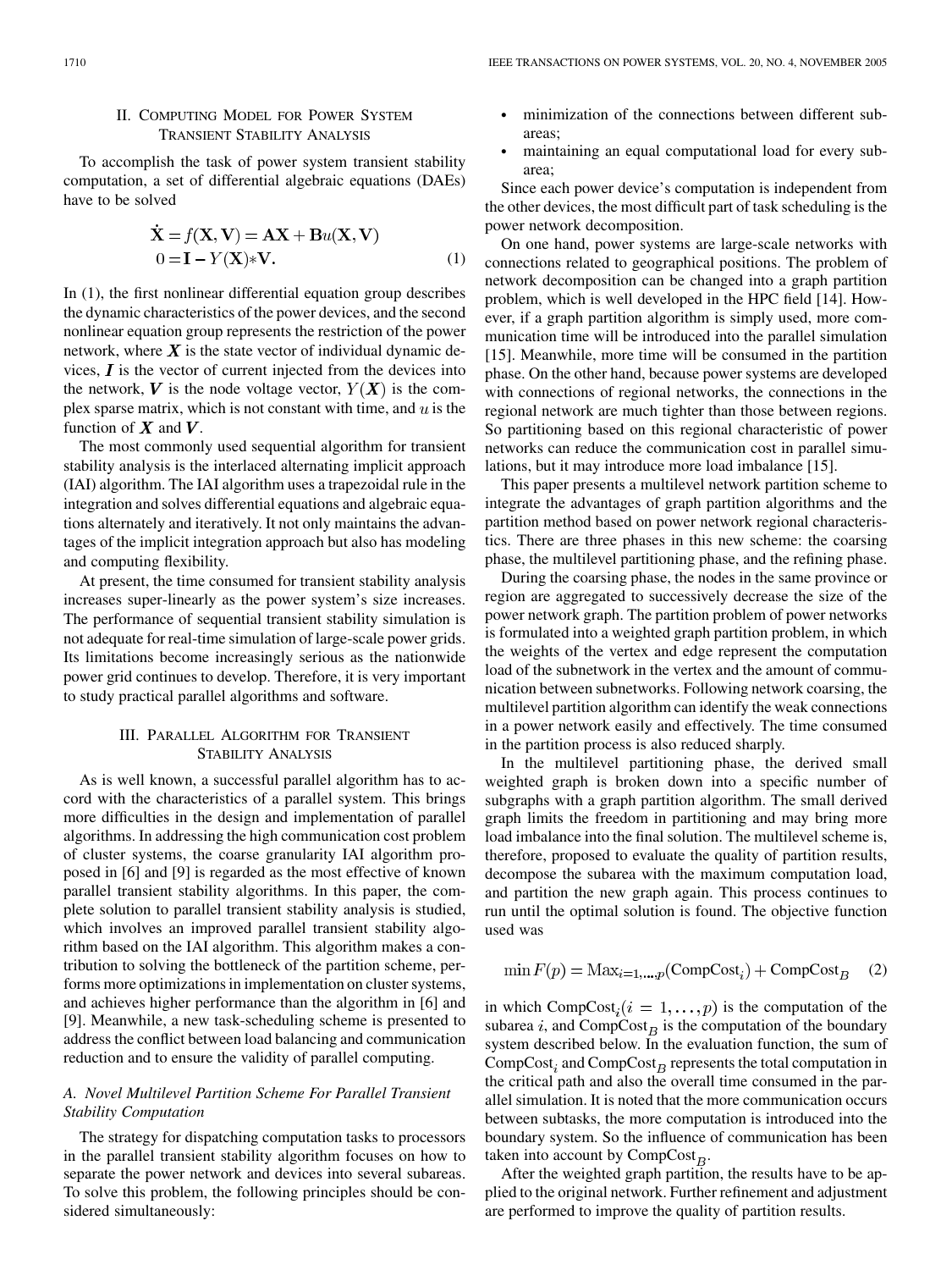## II. Computing Model for Power System Transient Stability Analysis

To accomplish the task of power system transient stability computation, a set of differential algebraic equations (DAEs) have to be solved

$$\begin{aligned} \dot{\mathbf{X}} &= f(\mathbf{X}, \mathbf{V}) = \mathbf{A}\mathbf{X} + \mathbf{B}u(\mathbf{X}, \mathbf{V}) \\ 0 &= \mathbf{I} - Y(\mathbf{X}) * \mathbf{V}. \end{aligned} \tag{1}$$

In (1), the first nonlinear differential equation group describes the dynamic characteristics of the power devices, and the second nonlinear equation group represents the restriction of the power network, where $\boldsymbol{X}$ is the state vector of individual dynamic devices, $\boldsymbol{I}$ is the vector of current injected from the devices into the network, $\boldsymbol{V}$ is the node voltage vector, $Y(\boldsymbol{X})$ is the complex sparse matrix, which is not constant with time, and $u$ is the function of $\boldsymbol{X}$ and $\boldsymbol{V}$.

The most commonly used sequential algorithm for transient stability analysis is the interlaced alternating implicit approach (IAI) algorithm. The IAI algorithm uses a trapezoidal rule in the integration and solves differential equations and algebraic equations alternately and iteratively. It not only maintains the advantages of the implicit integration approach but also has modeling and computing flexibility.

At present, the time consumed for transient stability analysis increases super-linearly as the power system's size increases. The performance of sequential transient stability simulation is not adequate for real-time simulation of large-scale power grids. Its limitations become increasingly serious as the nationwide power grid continues to develop. Therefore, it is very important to study practical parallel algorithms and software.

## III. Parallel Algorithm for Transient Stability Analysis

As is well known, a successful parallel algorithm has to accord with the characteristics of a parallel system. This brings more difficulties in the design and implementation of parallel algorithms. In addressing the high communication cost problem of cluster systems, the coarse granularity IAI algorithm proposed in [6] and [9] is regarded as the most effective of known parallel transient stability algorithms. In this paper, the complete solution to parallel transient stability analysis is studied, which involves an improved parallel transient stability algorithm based on the IAI algorithm. This algorithm makes a contribution to solving the bottleneck of the partition scheme, performs more optimizations in implementation on cluster systems, and achieves higher performance than the algorithm in [6] and [9]. Meanwhile, a new task-scheduling scheme is presented to address the conflict between load balancing and communication reduction and to ensure the validity of parallel computing.

### *A. Novel Multilevel Partition Scheme For Parallel Transient Stability Computation*

The strategy for dispatching computation tasks to processors in the parallel transient stability algorithm focuses on how to separate the power network and devices into several subareas. To solve this problem, the following principles should be considered simultaneously:

- minimization of the connections between different subareas;
- maintaining an equal computational load for every subarea;

Since each power device's computation is independent from the other devices, the most difficult part of task scheduling is the power network decomposition.

On one hand, power systems are large-scale networks with connections related to geographical positions. The problem of network decomposition can be changed into a graph partition problem, which is well developed in the HPC field [14]. However, if a graph partition algorithm is simply used, more communication time will be introduced into the parallel simulation [15]. Meanwhile, more time will be consumed in the partition phase. On the other hand, because power systems are developed with connections of regional networks, the connections in the regional network are much tighter than those between regions. So partitioning based on this regional characteristic of power networks can reduce the communication cost in parallel simulations, but it may introduce more load imbalance [15].

This paper presents a multilevel network partition scheme to integrate the advantages of graph partition algorithms and the partition method based on power network regional characteristics. There are three phases in this new scheme: the coarsing phase, the multilevel partitioning phase, and the refining phase.

During the coarsing phase, the nodes in the same province or region are aggregated to successively decrease the size of the power network graph. The partition problem of power networks is formulated into a weighted graph partition problem, in which the weights of the vertex and edge represent the computation load of the subnetwork in the vertex and the amount of communication between subnetworks. Following network coarsing, the multilevel partition algorithm can identify the weak connections in a power network easily and effectively. The time consumed in the partition process is also reduced sharply.

In the multilevel partitioning phase, the derived small weighted graph is broken down into a specific number of subgraphs with a graph partition algorithm. The small derived graph limits the freedom in partitioning and may bring more load imbalance into the final solution. The multilevel scheme is, therefore, proposed to evaluate the quality of partition results, decompose the subarea with the maximum computation load, and partition the new graph again. This process continues to run until the optimal solution is found. The objective function used was

$$\min F(p) = \mathrm{Max}_{i=1,\ldots,p}(\mathrm{CompCost}_i) + \mathrm{CompCost}_B \tag{2}$$

in which $\mathrm{CompCost}_i (i = 1, \ldots, p)$ is the computation of the subarea $i$, and $\mathrm{CompCost}_B$ is the computation of the boundary system described below. In the evaluation function, the sum of $\mathrm{CompCost}_i$ and $\mathrm{CompCost}_B$ represents the total computation in the critical path and also the overall time consumed in the parallel simulation. It is noted that the more communication occurs between subtasks, the more computation is introduced into the boundary system. So the influence of communication has been taken into account by $\mathrm{CompCost}_B$.

After the weighted graph partition, the results have to be applied to the original network. Further refinement and adjustment are performed to improve the quality of partition results.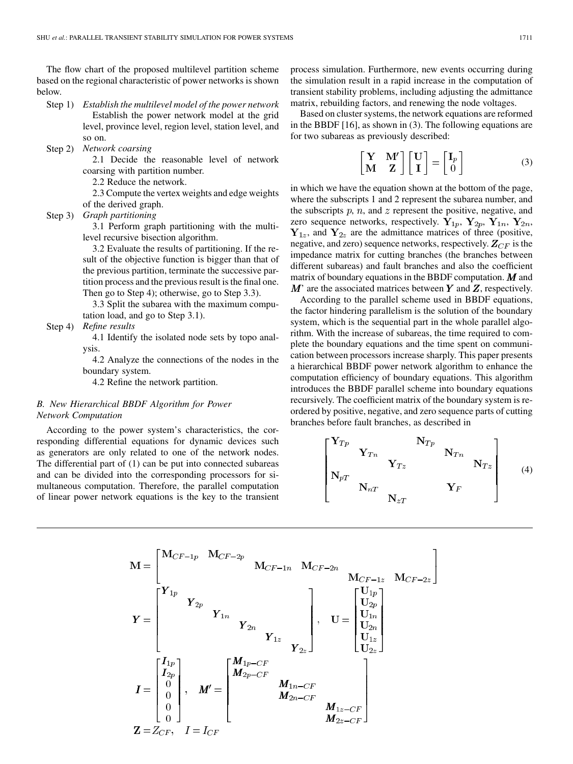The flow chart of the proposed multilevel partition scheme based on the regional characteristic of power networks is shown below.

Step 1) *Establish the multilevel model of the power network*
Establish the power network model at the grid level, province level, region level, station level, and so on.

Step 2) *Network coarsing*
2.1 Decide the reasonable level of network coarsing with partition number.
2.2 Reduce the network.
2.3 Compute the vertex weights and edge weights of the derived graph.

Step 3) *Graph partitioning*
3.1 Perform graph partitioning with the multilevel recursive bisection algorithm.
3.2 Evaluate the results of partitioning. If the result of the objective function is bigger than that of the previous partition, terminate the successive partition process and the previous result is the final one. Then go to Step 4); otherwise, go to Step 3.3).
3.3 Split the subarea with the maximum computation load, and go to Step 3.1).

Step 4) *Refine results*
4.1 Identify the isolated node sets by topo analysis.
4.2 Analyze the connections of the nodes in the boundary system.
4.2 Refine the network partition.

### B. New Hierarchical BBDF Algorithm for Power Network Computation

According to the power system's characteristics, the corresponding differential equations for dynamic devices such as generators are only related to one of the network nodes. The differential part of (1) can be put into connected subareas and can be divided into the corresponding processors for simultaneous computation. Therefore, the parallel computation of linear power network equations is the key to the transient process simulation. Furthermore, new events occurring during the simulation result in a rapid increase in the computation of transient stability problems, including adjusting the admittance matrix, rebuilding factors, and renewing the node voltages.

Based on cluster systems, the network equations are reformed in the BBDF [16], as shown in (3). The following equations are for two subareas as previously described:

$$\begin{bmatrix} \mathbf{Y} & \mathbf{M}' \\ \mathbf{M} & \mathbf{Z} \end{bmatrix} \begin{bmatrix} \mathbf{U} \\ \mathbf{I} \end{bmatrix} = \begin{bmatrix} \mathbf{I}_p \\ 0 \end{bmatrix} \tag{3}$$

in which we have the equation shown at the bottom of the page, where the subscripts 1 and 2 represent the subarea number, and the subscripts $p$, $n$, and $z$ represent the positive, negative, and zero sequence networks, respectively. $\mathbf{Y}_{1p}$, $\mathbf{Y}_{2p}$, $\mathbf{Y}_{1n}$, $\mathbf{Y}_{2n}$, $\mathbf{Y}_{1z}$, and $\mathbf{Y}_{2z}$ are the admittance matrices of three (positive, negative, and zero) sequence networks, respectively. $\boldsymbol{Z}_{CF}$ is the impedance matrix for cutting branches (the branches between different subareas) and fault branches and also the coefficient matrix of boundary equations in the BBDF computation. $\boldsymbol{M}$ and $\boldsymbol{M}$' are the associated matrices between $\boldsymbol{Y}$ and $\boldsymbol{Z}$, respectively.

According to the parallel scheme used in BBDF equations, the factor hindering parallelism is the solution of the boundary system, which is the sequential part in the whole parallel algorithm. With the increase of subareas, the time required to complete the boundary equations and the time spent on communication between processors increase sharply. This paper presents a hierarchical BBDF power network algorithm to enhance the computation efficiency of boundary equations. This algorithm introduces the BBDF parallel scheme into boundary equations recursively. The coefficient matrix of the boundary system is reordered by positive, negative, and zero sequence parts of cutting branches before fault branches, as described in

$$\begin{bmatrix} \mathbf{Y}_{Tp} & & & \mathbf{N}_{Tp} & & \\ & \mathbf{Y}_{Tn} & & & \mathbf{N}_{Tn} & \\ & & \mathbf{Y}_{Tz} & & & \mathbf{N}_{Tz} \\ \mathbf{N}_{pT} & & & & & \\ & \mathbf{N}_{nT} & & & \mathbf{Y}_F & \\ & & \mathbf{N}_{zT} & & & \end{bmatrix} \tag{4}$$

$$\mathbf{M} = \begin{bmatrix} \mathbf{M}_{CF-1p} & \mathbf{M}_{CF-2p} & & & & \\ & & \mathbf{M}_{CF-1n} & \mathbf{M}_{CF-2n} & & \\ & & & & \mathbf{M}_{CF-1z} & \mathbf{M}_{CF-2z} \end{bmatrix}$$

$$\boldsymbol{Y} = \begin{bmatrix} \boldsymbol{Y}_{1p} & & & & & \\ & \boldsymbol{Y}_{2p} & & & & \\ & & \boldsymbol{Y}_{1n} & & & \\ & & & \boldsymbol{Y}_{2n} & & \\ & & & & \boldsymbol{Y}_{1z} & \\ & & & & & \boldsymbol{Y}_{2z} \end{bmatrix}, \quad \mathbf{U} = \begin{bmatrix} \mathbf{U}_{1p} \\ \mathbf{U}_{2p} \\ \mathbf{U}_{1n} \\ \mathbf{U}_{2n} \\ \mathbf{U}_{1z} \\ \mathbf{U}_{2z} \end{bmatrix}$$

$$\boldsymbol{I} = \begin{bmatrix} \boldsymbol{I}_{1p} \\ \boldsymbol{I}_{2p} \\ 0 \\ 0 \\ 0 \\ 0 \end{bmatrix}, \quad \boldsymbol{M}' = \begin{bmatrix} \boldsymbol{M}_{1p-CF} & & \\ \boldsymbol{M}_{2p-CF} & & \\ & \boldsymbol{M}_{1n-CF} & \\ & \boldsymbol{M}_{2n-CF} & \\ & & \boldsymbol{M}_{1z-CF} \\ & & \boldsymbol{M}_{2z-CF} \end{bmatrix}$$

$$\mathbf{Z} = Z_{CF}, \quad I = I_{CF}$$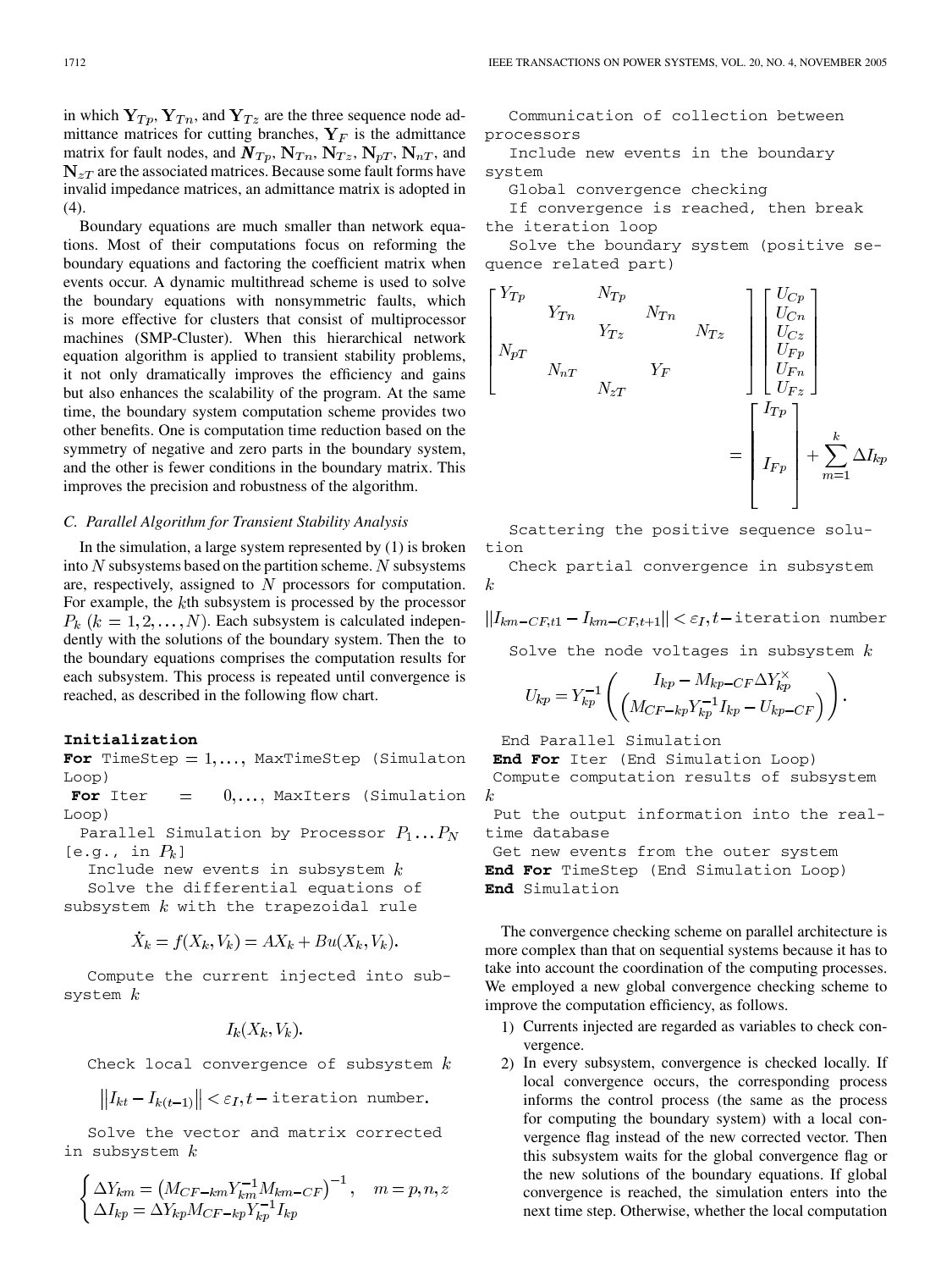in which $\mathbf{Y}_{Tp}$, $\mathbf{Y}_{Tn}$, and $\mathbf{Y}_{Tz}$ are the three sequence node admittance matrices for cutting branches, $\mathbf{Y}_F$ is the admittance matrix for fault nodes, and $\mathbf{N}_{Tp}$, $\mathbf{N}_{Tn}$, $\mathbf{N}_{Tz}$, $\mathbf{N}_{pT}$, $\mathbf{N}_{nT}$, and $\mathbf{N}_{zT}$ are the associated matrices. Because some fault forms have invalid impedance matrices, an admittance matrix is adopted in (4).

Boundary equations are much smaller than network equations. Most of their computations focus on reforming the boundary equations and factoring the coefficient matrix when events occur. A dynamic multithread scheme is used to solve the boundary equations with nonsymmetric faults, which is more effective for clusters that consist of multiprocessor machines (SMP-Cluster). When this hierarchical network equation algorithm is applied to transient stability problems, it not only dramatically improves the efficiency and gains but also enhances the scalability of the program. At the same time, the boundary system computation scheme provides two other benefits. One is computation time reduction based on the symmetry of negative and zero parts in the boundary system, and the other is fewer conditions in the boundary matrix. This improves the precision and robustness of the algorithm.

### C. Parallel Algorithm for Transient Stability Analysis

In the simulation, a large system represented by (1) is broken into $N$ subsystems based on the partition scheme. $N$ subsystems are, respectively, assigned to $N$ processors for computation. For example, the $k$th subsystem is processed by the processor $P_k$ $(k = 1, 2, \ldots, N)$. Each subsystem is calculated independently with the solutions of the boundary system. Then the to the boundary equations comprises the computation results for each subsystem. This process is repeated until convergence is reached, as described in the following flow chart.

**Initialization**

**For** TimeStep $= 1, \ldots,$ MaxTimeStep (Simulaton Loop)

**For** Iter $= 0, \ldots,$ MaxIters (Simulation Loop)

Parallel Simulation by Processor $P_1 \ldots P_N$ [e.g., in $P_k$]

Include new events in subsystem $k$

Solve the differential equations of subsystem $k$ with the trapezoidal rule

$$\dot{X}_k = f(X_k, V_k) = AX_k + Bu(X_k, V_k).$$

Compute the current injected into subsystem $k$

$$I_k(X_k, V_k).$$

Check local convergence of subsystem $k$

$$\left\| I_{kt} - I_{k(t-1)} \right\| < \varepsilon_I, t - \text{iteration number}.$$

Solve the vector and matrix corrected in subsystem $k$

$$\begin{cases} \Delta Y_{km} = \left( M_{CF-km} Y_{km}^{-1} M_{km-CF} \right)^{-1}, \quad m = p, n, z \\ \Delta I_{kp} = \Delta Y_{kp} M_{CF-kp} Y_{kp}^{-1} I_{kp} \end{cases}$$

Communication of collection between processors

Include new events in the boundary system

Global convergence checking

If convergence is reached, then break the iteration loop

Solve the boundary system (positive sequence related part)

$$\begin{bmatrix} Y_{Tp} & & & N_{Tp} & & \\ & Y_{Tn} & & & N_{Tn} & \\ & & Y_{Tz} & & & N_{Tz} \\ N_{pT} & & & & & \\ & N_{nT} & & Y_F & & \\ & & N_{zT} & & & \end{bmatrix} \begin{bmatrix} U_{Cp} \\ U_{Cn} \\ U_{Cz} \\ U_{Fp} \\ U_{Fn} \\ U_{Fz} \end{bmatrix} = \begin{bmatrix} I_{Tp} \\ \\ \\ I_{Fp} \\ \\ \\ \end{bmatrix} + \sum_{m=1}^{k} \Delta I_{kp}$$

Scattering the positive sequence solution

Check partial convergence in subsystem $k$

$$\| I_{km-CF,t1} - I_{km-CF,t+1} \| < \varepsilon_I, t - \text{iteration number}$$

Solve the node voltages in subsystem $k$

$$U_{kp} = Y_{kp}^{-1} \left( \begin{array}{c} I_{kp} - M_{kp-CF} \Delta Y_{kp}^{\times} \\ \left( M_{CF-kp} Y_{kp}^{-1} I_{kp} - U_{kp-CF} \right) \end{array} \right).$$

End Parallel Simulation

**End For** Iter (End Simulation Loop)

Compute computation results of subsystem $k$

Put the output information into the real-time database

Get new events from the outer system

**End For** TimeStep (End Simulation Loop)

**End** Simulation

The convergence checking scheme on parallel architecture is more complex than that on sequential systems because it has to take into account the coordination of the computing processes. We employed a new global convergence checking scheme to improve the computation efficiency, as follows.

1) Currents injected are regarded as variables to check convergence.
2) In every subsystem, convergence is checked locally. If local convergence occurs, the corresponding process informs the control process (the same as the process for computing the boundary system) with a local convergence flag instead of the new corrected vector. Then this subsystem waits for the global convergence flag or the new solutions of the boundary equations. If global convergence is reached, the simulation enters into the next time step. Otherwise, whether the local computation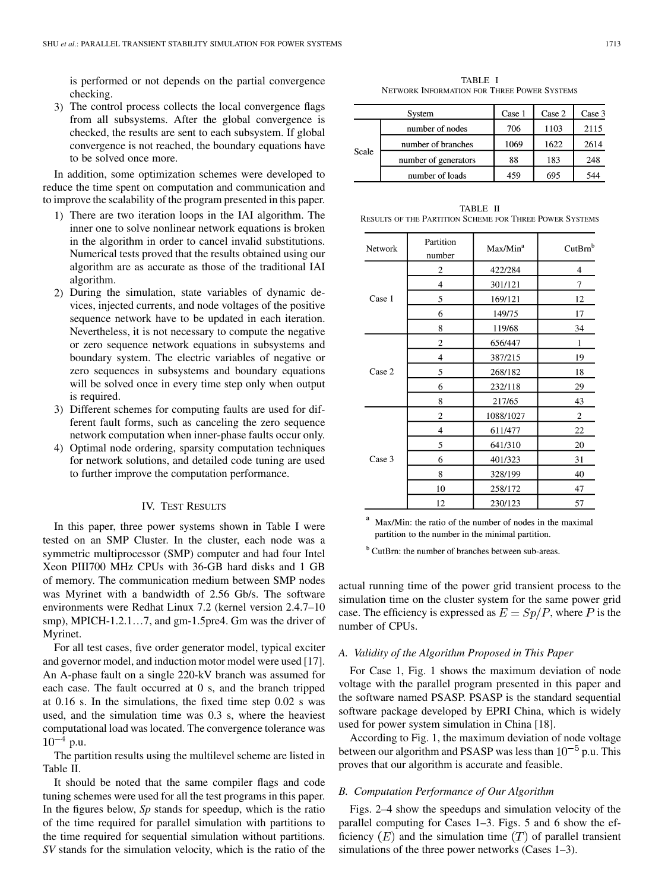is performed or not depends on the partial convergence checking.

3) The control process collects the local convergence flags from all subsystems. After the global convergence is checked, the results are sent to each subsystem. If global convergence is not reached, the boundary equations have to be solved once more.

In addition, some optimization schemes were developed to reduce the time spent on computation and communication and to improve the scalability of the program presented in this paper.

1) There are two iteration loops in the IAI algorithm. The inner one to solve nonlinear network equations is broken in the algorithm in order to cancel invalid substitutions. Numerical tests proved that the results obtained using our algorithm are as accurate as those of the traditional IAI algorithm.
2) During the simulation, state variables of dynamic devices, injected currents, and node voltages of the positive sequence network have to be updated in each iteration. Nevertheless, it is not necessary to compute the negative or zero sequence network equations in subsystems and boundary system. The electric variables of negative or zero sequences in subsystems and boundary equations will be solved once in every time step only when output is required.
3) Different schemes for computing faults are used for different fault forms, such as canceling the zero sequence network computation when inner-phase faults occur only.
4) Optimal node ordering, sparsity computation techniques for network solutions, and detailed code tuning are used to further improve the computation performance.

## IV. Test Results

In this paper, three power systems shown in Table I were tested on an SMP Cluster. In the cluster, each node was a symmetric multiprocessor (SMP) computer and had four Intel Xeon PIII700 MHz CPUs with 36-GB hard disks and 1 GB of memory. The communication medium between SMP nodes was Myrinet with a bandwidth of 2.56 Gb/s. The software environments were Redhat Linux 7.2 (kernel version 2.4.7–10 smp), MPICH-1.2.1…7, and gm-1.5pre4. Gm was the driver of Myrinet.

For all test cases, five order generator model, typical exciter and governor model, and induction motor model were used [17]. An A-phase fault on a single 220-kV branch was assumed for each case. The fault occurred at 0 s, and the branch tripped at 0.16 s. In the simulations, the fixed time step 0.02 s was used, and the simulation time was 0.3 s, where the heaviest computational load was located. The convergence tolerance was $10^{-4}$ p.u.

The partition results using the multilevel scheme are listed in Table II.

It should be noted that the same compiler flags and code tuning schemes were used for all the test programs in this paper. In the figures below, *Sp* stands for speedup, which is the ratio of the time required for parallel simulation with partitions to the time required for sequential simulation without partitions. *SV* stands for the simulation velocity, which is the ratio of the actual running time of the power grid transient process to the simulation time on the cluster system for the same power grid case. The efficiency is expressed as $E = Sp/P$, where $P$ is the number of CPUs.

TABLE I
Network Information for Three Power Systems

| System | | Case 1 | Case 2 | Case 3 |
|---|---|---|---|---|
| Scale | number of nodes | 706 | 1103 | 2115 |
| | number of branches | 1069 | 1622 | 2614 |
| | number of generators | 88 | 183 | 248 |
| | number of loads | 459 | 695 | 544 |

TABLE II
Results of the Partition Scheme for Three Power Systems

| Network | Partition number | Max/Min[a] | CutBrn[b] |
|---|---|---|---|
| Case 1 | 2 | 422/284 | 4 |
| | 4 | 301/121 | 7 |
| | 5 | 169/121 | 12 |
| | 6 | 149/75 | 17 |
| | 8 | 119/68 | 34 |
| Case 2 | 2 | 656/447 | 1 |
| | 4 | 387/215 | 19 |
| | 5 | 268/182 | 18 |
| | 6 | 232/118 | 29 |
| | 8 | 217/65 | 43 |
| Case 3 | 2 | 1088/1027 | 2 |
| | 4 | 611/477 | 22 |
| | 5 | 641/310 | 20 |
| | 6 | 401/323 | 31 |
| | 8 | 328/199 | 40 |
| | 10 | 258/172 | 47 |
| | 12 | 230/123 | 57 |

[a] Max/Min: the ratio of the number of nodes in the maximal partition to the number in the minimal partition.

[b] CutBrn: the number of branches between sub-areas.

### A. Validity of the Algorithm Proposed in This Paper

For Case 1, Fig. 1 shows the maximum deviation of node voltage with the parallel program presented in this paper and the software named PSASP. PSASP is the standard sequential software package developed by EPRI China, which is widely used for power system simulation in China [18].

According to Fig. 1, the maximum deviation of node voltage between our algorithm and PSASP was less than $10^{-5}$ p.u. This proves that our algorithm is accurate and feasible.

### B. Computation Performance of Our Algorithm

Figs. 2–4 show the speedups and simulation velocity of the parallel computing for Cases 1–3. Figs. 5 and 6 show the efficiency $(E)$ and the simulation time $(T)$ of parallel transient simulations of the three power networks (Cases 1–3).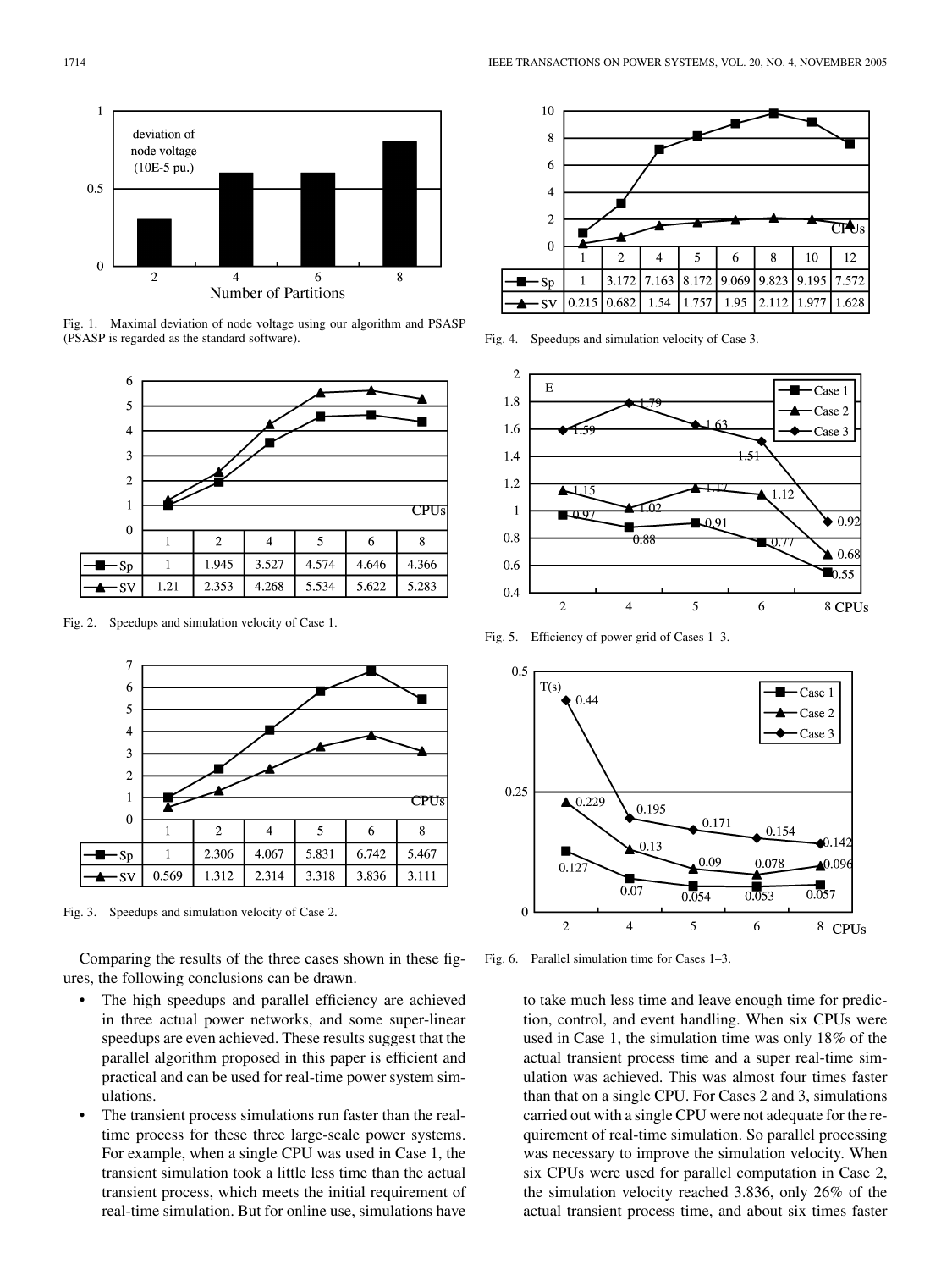Fig. 1. Maximal deviation of node voltage using our algorithm and PSASP (PSASP is regarded as the standard software).

| CPUs | 1 | 2 | 4 | 5 | 6 | 8 |
|---|---|---|---|---|---|---|
| Sp | 1 | 1.945 | 3.527 | 4.574 | 4.646 | 4.366 |
| SV | 1.21 | 2.353 | 4.268 | 5.534 | 5.622 | 5.283 |

Fig. 2. Speedups and simulation velocity of Case 1.

| CPUs | 1 | 2 | 4 | 5 | 6 | 8 |
|---|---|---|---|---|---|---|
| Sp | 1 | 2.306 | 4.067 | 5.831 | 6.742 | 5.467 |
| SV | 0.569 | 1.312 | 2.314 | 3.318 | 3.836 | 3.111 |

Fig. 3. Speedups and simulation velocity of Case 2.

| CPUs | 1 | 2 | 4 | 5 | 6 | 8 | 10 | 12 |
|---|---|---|---|---|---|---|---|---|
| Sp | 1 | 3.172 | 7.163 | 8.172 | 9.069 | 9.823 | 9.195 | 7.572 |
| SV | 0.215 | 0.682 | 1.54 | 1.757 | 1.95 | 2.112 | 1.977 | 1.628 |

Fig. 4. Speedups and simulation velocity of Case 3.

Fig. 5. Efficiency of power grid of Cases 1–3.

Fig. 6. Parallel simulation time for Cases 1–3.

Comparing the results of the three cases shown in these figures, the following conclusions can be drawn.

- The high speedups and parallel efficiency are achieved in three actual power networks, and some super-linear speedups are even achieved. These results suggest that the parallel algorithm proposed in this paper is efficient and practical and can be used for real-time power system simulations.
- The transient process simulations run faster than the real-time process for these three large-scale power systems. For example, when a single CPU was used in Case 1, the transient simulation took a little less time than the actual transient process, which meets the initial requirement of real-time simulation. But for online use, simulations have to take much less time and leave enough time for prediction, control, and event handling. When six CPUs were used in Case 1, the simulation time was only 18% of the actual transient process time and a super real-time simulation was achieved. This was almost four times faster than that on a single CPU. For Cases 2 and 3, simulations carried out with a single CPU were not adequate for the requirement of real-time simulation. So parallel processing was necessary to improve the simulation velocity. When six CPUs were used for parallel computation in Case 2, the simulation velocity reached 3.836, only 26% of the actual transient process time, and about six times faster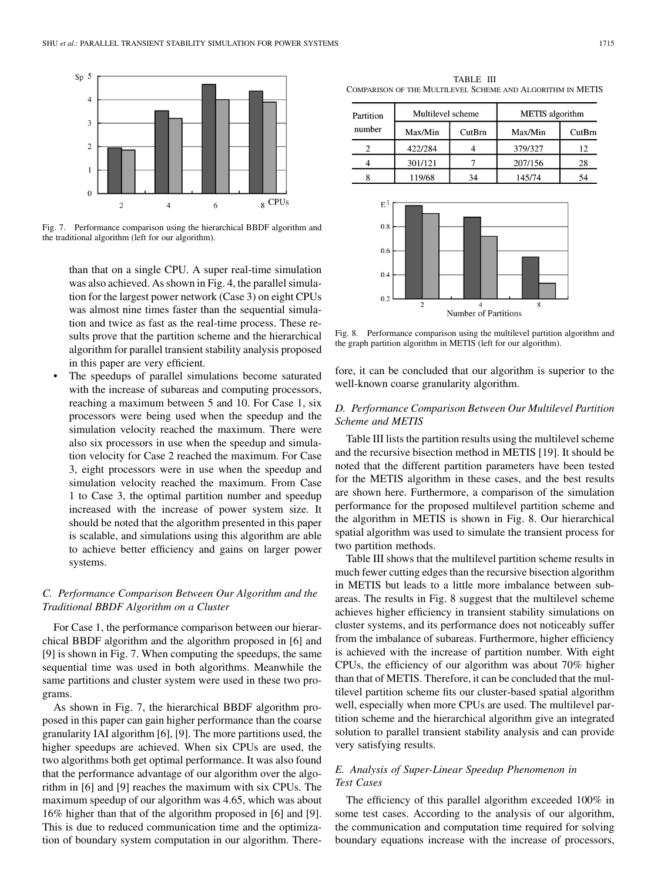Fig. 7. Performance comparison using the hierarchical BBDF algorithm and the traditional algorithm (left for our algorithm).

than that on a single CPU. A super real-time simulation was also achieved. As shown in Fig. 4, the parallel simulation for the largest power network (Case 3) on eight CPUs was almost nine times faster than the sequential simulation and twice as fast as the real-time process. These results prove that the partition scheme and the hierarchical algorithm for parallel transient stability analysis proposed in this paper are very efficient.

- The speedups of parallel simulations become saturated with the increase of subareas and computing processors, reaching a maximum between 5 and 10. For Case 1, six processors were being used when the speedup and the simulation velocity reached the maximum. There were also six processors in use when the speedup and simulation velocity for Case 2 reached the maximum. For Case 3, eight processors were in use when the speedup and simulation velocity reached the maximum. From Case 1 to Case 3, the optimal partition number and speedup increased with the increase of power system size. It should be noted that the algorithm presented in this paper is scalable, and simulations using this algorithm are able to achieve better efficiency and gains on larger power systems.

### C. Performance Comparison Between Our Algorithm and the Traditional BBDF Algorithm on a Cluster

For Case 1, the performance comparison between our hierarchical BBDF algorithm and the algorithm proposed in [6] and [9] is shown in Fig. 7. When computing the speedups, the same sequential time was used in both algorithms. Meanwhile the same partitions and cluster system were used in these two programs.

As shown in Fig. 7, the hierarchical BBDF algorithm proposed in this paper can gain higher performance than the coarse granularity IAI algorithm [6], [9]. The more partitions used, the higher speedups are achieved. When six CPUs are used, the two algorithms both get optimal performance. It was also found that the performance advantage of our algorithm over the algorithm in [6] and [9] reaches the maximum with six CPUs. The maximum speedup of our algorithm was 4.65, which was about 16% higher than that of the algorithm proposed in [6] and [9]. This is due to reduced communication time and the optimization of boundary system computation in our algorithm. Therefore, it can be concluded that our algorithm is superior to the well-known coarse granularity algorithm.

TABLE III
COMPARISON OF THE MULTILEVEL SCHEME AND ALGORITHM IN METIS

| Partition number | Multilevel scheme | | METIS algorithm | |
|---|---|---|---|---|
| | Max/Min | CutBrn | Max/Min | CutBrn |
| 2 | 422/284 | 4 | 379/327 | 12 |
| 4 | 301/121 | 7 | 207/156 | 28 |
| 8 | 119/68 | 34 | 145/74 | 54 |

Fig. 8. Performance comparison using the multilevel partition algorithm and the graph partition algorithm in METIS (left for our algorithm).

### D. Performance Comparison Between Our Multilevel Partition Scheme and METIS

Table III lists the partition results using the multilevel scheme and the recursive bisection method in METIS [19]. It should be noted that the different partition parameters have been tested for the METIS algorithm in these cases, and the best results are shown here. Furthermore, a comparison of the simulation performance for the proposed multilevel partition scheme and the algorithm in METIS is shown in Fig. 8. Our hierarchical spatial algorithm was used to simulate the transient process for two partition methods.

Table III shows that the multilevel partition scheme results in much fewer cutting edges than the recursive bisection algorithm in METIS but leads to a little more imbalance between subareas. The results in Fig. 8 suggest that the multilevel scheme achieves higher efficiency in transient stability simulations on cluster systems, and its performance does not noticeably suffer from the imbalance of subareas. Furthermore, higher efficiency is achieved with the increase of partition number. With eight CPUs, the efficiency of our algorithm was about 70% higher than that of METIS. Therefore, it can be concluded that the multilevel partition scheme fits our cluster-based spatial algorithm well, especially when more CPUs are used. The multilevel partition scheme and the hierarchical algorithm give an integrated solution to parallel transient stability analysis and can provide very satisfying results.

### E. Analysis of Super-Linear Speedup Phenomenon in Test Cases

The efficiency of this parallel algorithm exceeded 100% in some test cases. According to the analysis of our algorithm, the communication and computation time required for solving boundary equations increase with the increase of processors,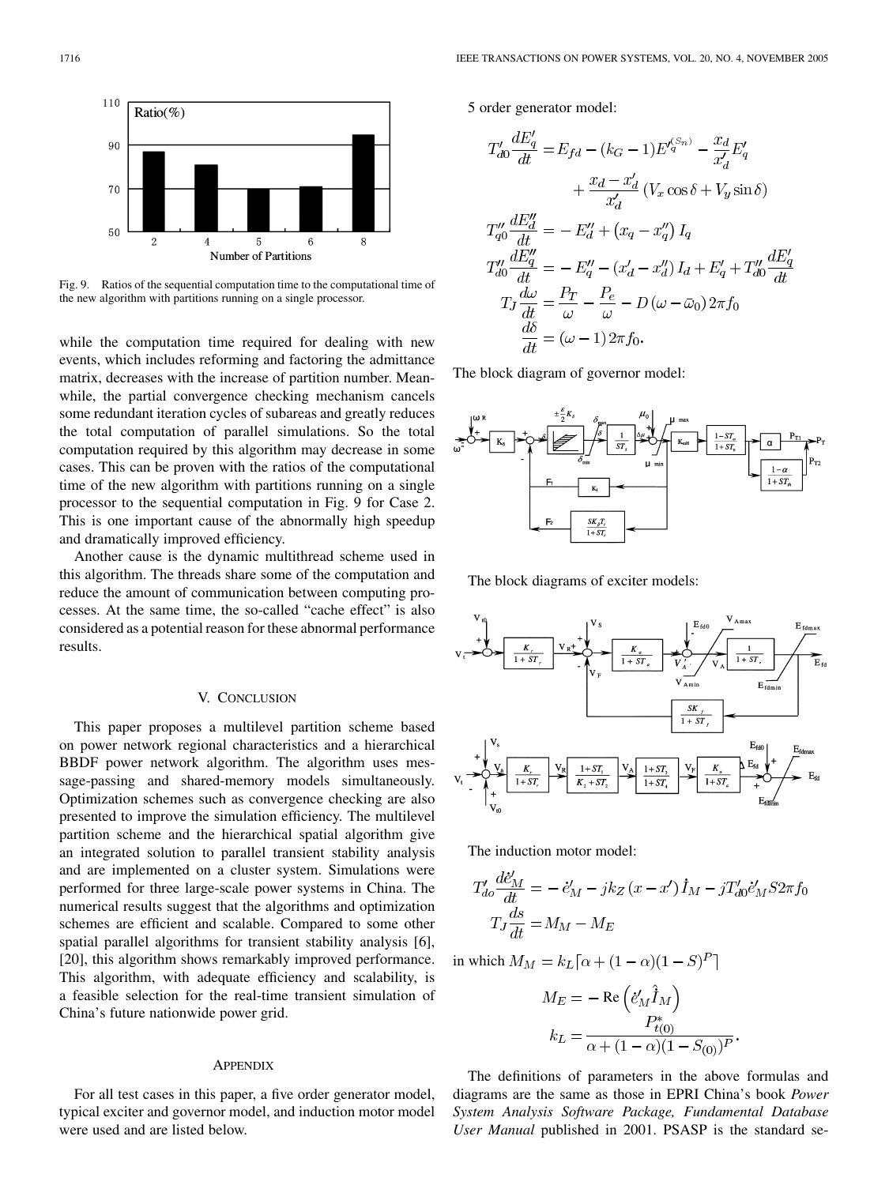Fig. 9. Ratios of the sequential computation time to the computational time of the new algorithm with partitions running on a single processor.

while the computation time required for dealing with new events, which includes reforming and factoring the admittance matrix, decreases with the increase of partition number. Meanwhile, the partial convergence checking mechanism cancels some redundant iteration cycles of subareas and greatly reduces the total computation of parallel simulations. So the total computation required by this algorithm may decrease in some cases. This can be proven with the ratios of the computational time of the new algorithm with partitions running on a single processor to the sequential computation in Fig. 9 for Case 2. This is one important cause of the abnormally high speedup and dramatically improved efficiency.

Another cause is the dynamic multithread scheme used in this algorithm. The threads share some of the computation and reduce the amount of communication between computing processes. At the same time, the so-called "cache effect" is also considered as a potential reason for these abnormal performance results.

## V. Conclusion

This paper proposes a multilevel partition scheme based on power network regional characteristics and a hierarchical BBDF power network algorithm. The algorithm uses message-passing and shared-memory models simultaneously. Optimization schemes such as convergence checking are also presented to improve the simulation efficiency. The multilevel partition scheme and the hierarchical spatial algorithm give an integrated solution to parallel transient stability analysis and are implemented on a cluster system. Simulations were performed for three large-scale power systems in China. The numerical results suggest that the algorithms and optimization schemes are efficient and scalable. Compared to some other spatial parallel algorithms for transient stability analysis [6], [20], this algorithm shows remarkably improved performance. This algorithm, with adequate efficiency and scalability, is a feasible selection for the real-time transient simulation of China's future nationwide power grid.

## Appendix

For all test cases in this paper, a five order generator model, typical exciter and governor model, and induction motor model were used and are listed below.

5 order generator model:

$$
\begin{aligned}
T'_{d0}\frac{dE'_q}{dt} &= E_{fd} - (k_G - 1)E_q'^{(S_n)} - \frac{x_d}{x'_d}E'_q \\
&\quad + \frac{x_d - x'_d}{x'_d}\left(V_x \cos\delta + V_y \sin\delta\right) \\
T''_{q0}\frac{dE''_d}{dt} &= -E''_d + \left(x_q - x''_q\right) I_q \\
T''_{d0}\frac{dE''_q}{dt} &= -E''_q - \left(x'_d - x''_d\right) I_d + E'_q + T''_{d0}\frac{dE'_q}{dt} \\
T_J\frac{d\omega}{dt} &= \frac{P_T}{\omega} - \frac{P_e}{\omega} - D\left(\omega - \bar{\omega}_0\right)2\pi f_0 \\
\frac{d\delta}{dt} &= (\omega - 1)2\pi f_0.
\end{aligned}
$$

The block diagram of governor model:

The block diagrams of exciter models:

The induction motor model:

$$
\begin{aligned}
T'_{do}\frac{d\dot{e}'_M}{dt} &= -\dot{e}'_M - jk_Z\left(x - x'\right)\dot{I}_M - jT'_{d0}\dot{e}'_M S 2\pi f_0 \\
T_J\frac{ds}{dt} &= M_M - M_E
\end{aligned}
$$

in which $M_M = k_L\left[\alpha + (1-\alpha)(1-S)^P\right]$

$$
\begin{aligned}
M_E &= -\operatorname{Re}\left(\dot{e}'_M \hat{\dot{I}}_M\right) \\
k_L &= \frac{P^*_{t(0)}}{\alpha + (1-\alpha)(1-S_{(0)})^P}.
\end{aligned}
$$

The definitions of parameters in the above formulas and diagrams are the same as those in EPRI China's book *Power System Analysis Software Package, Fundamental Database User Manual* published in 2001. PSASP is the standard se-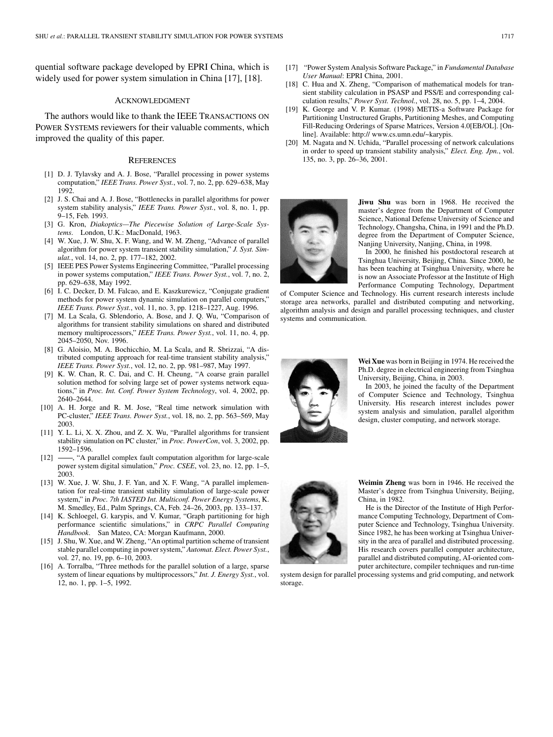quential software package developed by EPRI China, which is widely used for power system simulation in China [17], [18].

## Acknowledgment

The authors would like to thank the IEEE Transactions on Power Systems reviewers for their valuable comments, which improved the quality of this paper.

## References

[1] D. J. Tylavsky and A. J. Bose, "Parallel processing in power systems computation," *IEEE Trans. Power Syst.*, vol. 7, no. 2, pp. 629–638, May 1992.

[2] J. S. Chai and A. J. Bose, "Bottlenecks in parallel algorithms for power system stability analysis," *IEEE Trans. Power Syst.*, vol. 8, no. 1, pp. 9–15, Feb. 1993.

[3] G. Kron, *Diakoptics—The Piecewise Solution of Large-Scale Systems*. London, U.K.: MacDonald, 1963.

[4] W. Xue, J. W. Shu, X. F. Wang, and W. M. Zheng, "Advance of parallel algorithm for power system transient stability simulation," *J. Syst. Simulat.*, vol. 14, no. 2, pp. 177–182, 2002.

[5] IEEE PES Power Systems Engineering Committee, "Parallel processing in power systems computation," *IEEE Trans. Power Syst.*, vol. 7, no. 2, pp. 629–638, May 1992.

[6] I. C. Decker, D. M. Falcao, and E. Kaszkurewicz, "Conjugate gradient methods for power system dynamic simulation on parallel computers," *IEEE Trans. Power Syst.*, vol. 11, no. 3, pp. 1218–1227, Aug. 1996.

[7] M. La Scala, G. Sblendorio, A. Bose, and J. Q. Wu, "Comparison of algorithms for transient stability simulations on shared and distributed memory multiprocessors," *IEEE Trans. Power Syst.*, vol. 11, no. 4, pp. 2045–2050, Nov. 1996.

[8] G. Aloisio, M. A. Bochicchio, M. La Scala, and R. Sbrizzai, "A distributed computing approach for real-time transient stability analysis," *IEEE Trans. Power Syst.*, vol. 12, no. 2, pp. 981–987, May 1997.

[9] K. W. Chan, R. C. Dai, and C. H. Cheung, "A coarse grain parallel solution method for solving large set of power systems network equations," in *Proc. Int. Conf. Power System Technology*, vol. 4, 2002, pp. 2640–2644.

[10] A. H. Jorge and R. M. Jose, "Real time network simulation with PC-cluster," *IEEE Trans. Power Syst.*, vol. 18, no. 2, pp. 563–569, May 2003.

[11] Y. L. Li, X. X. Zhou, and Z. X. Wu, "Parallel algorithms for transient stability simulation on PC cluster," in *Proc. PowerCon*, vol. 3, 2002, pp. 1592–1596.

[12] ——, "A parallel complex fault computation algorithm for large-scale power system digital simulation," *Proc. CSEE*, vol. 23, no. 12, pp. 1–5, 2003.

[13] W. Xue, J. W. Shu, J. F. Yan, and X. F. Wang, "A parallel implementation for real-time transient stability simulation of large-scale power system," in *Proc. 7th IASTED Int. Multiconf. Power Energy Systems*, K. M. Smedley, Ed., Palm Springs, CA, Feb. 24–26, 2003, pp. 133–137.

[14] K. Schloegel, G. karypis, and V. Kumar, "Graph partitioning for high performance scientific simulations," in *CRPC Parallel Computing Handbook*. San Mateo, CA: Morgan Kaufmann, 2000.

[15] J. Shu, W. Xue, and W. Zheng, "An optimal partition scheme of transient stable parallel computing in power system," *Automat. Elect. Power Syst.*, vol. 27, no. 19, pp. 6–10, 2003.

[16] A. Torralba, "Three methods for the parallel solution of a large, sparse system of linear equations by multiprocessors," *Int. J. Energy Syst.*, vol. 12, no. 1, pp. 1–5, 1992.

[17] "Power System Analysis Software Package," in *Fundamental Database User Manual*: EPRI China, 2001.

[18] C. Hua and X. Zheng, "Comparison of mathematical models for transient stability calculation in PSASP and PSS/E and corresponding calculation results," *Power Syst. Technol.*, vol. 28, no. 5, pp. 1–4, 2004.

[19] K. George and V. P. Kumar. (1998) METIS-a Software Package for Partitioning Unstructured Graphs, Partitioning Meshes, and Computing Fill-Reducing Orderings of Sparse Matrices, Version 4.0[EB/OL]. [Online]. Available: http:// www.cs.umn.edu/~karypis.

[20] M. Nagata and N. Uchida, "Parallel processing of network calculations in order to speed up transient stability analysis," *Elect. Eng. Jpn.*, vol. 135, no. 3, pp. 26–36, 2001.

**Jiwu Shu** was born in 1968. He received the master's degree from the Department of Computer Science, National Defense University of Science and Technology, Changsha, China, in 1991 and the Ph.D. degree from the Department of Computer Science, Nanjing University, Nanjing, China, in 1998.

In 2000, he finished his postdoctoral research at Tsinghua University, Beijing, China. Since 2000, he has been teaching at Tsinghua University, where he is now an Associate Professor at the Institute of High Performance Computing Technology, Department of Computer Science and Technology. His current research interests include storage area networks, parallel and distributed computing and networking, algorithm analysis and design and parallel processing techniques, and cluster systems and communication.

**Wei Xue** was born in Beijing in 1974. He received the Ph.D. degree in electrical engineering from Tsinghua University, Beijing, China, in 2003.

In 2003, he joined the faculty of the Department of Computer Science and Technology, Tsinghua University. His research interest includes power system analysis and simulation, parallel algorithm design, cluster computing, and network storage.

**Weimin Zheng** was born in 1946. He received the Master's degree from Tsinghua University, Beijing, China, in 1982.

He is the Director of the Institute of High Performance Computing Technology, Department of Computer Science and Technology, Tsinghua University. Since 1982, he has been working at Tsinghua University in the area of parallel and distributed processing. His research covers parallel computer architecture, parallel and distributed computing, AI-oriented computer architecture, compiler techniques and run-time system design for parallel processing systems and grid computing, and network storage.